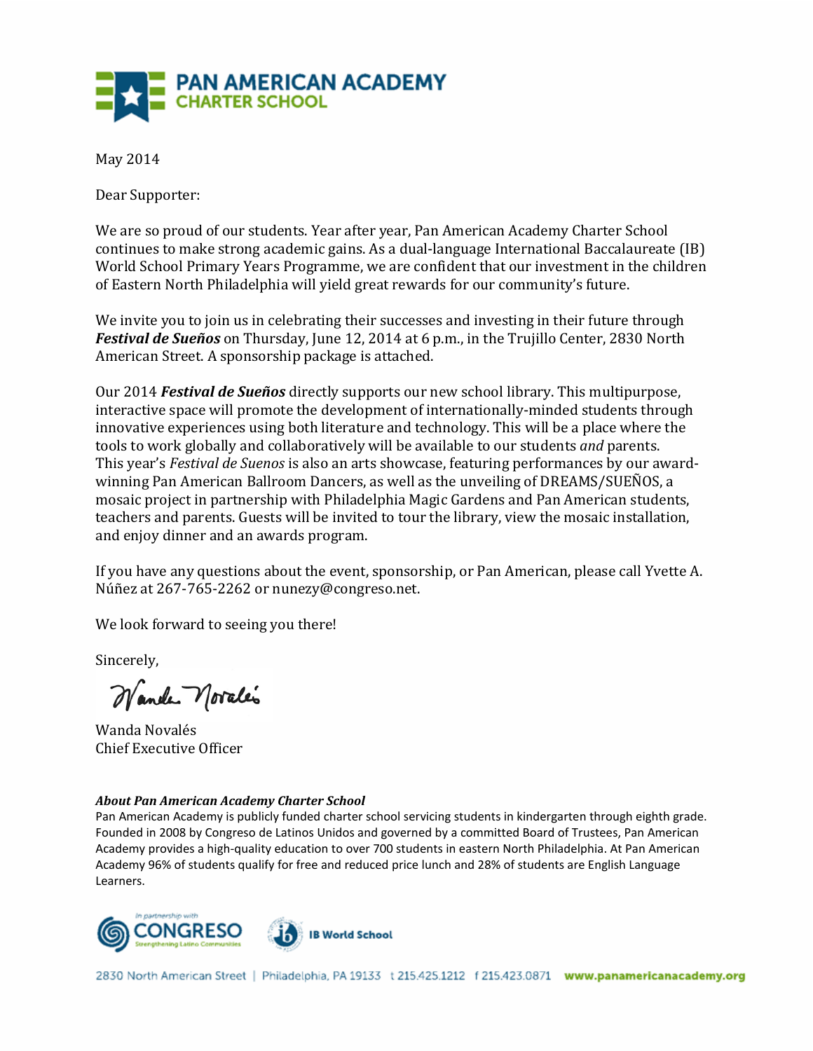# PAN AMERICAN ACADEMY CHARTER SCHOOL

May 2014

Dear Supporter:

We are so proud of our students. Year after year, Pan American Academy Charter School continues to make strong academic gains. As a dual-language International Baccalaureate (IB) World School Primary Years Programme, we are confident that our investment in the children of Eastern North Philadelphia will yield great rewards for our community's future.

We invite you to join us in celebrating their successes and investing in their future through ***Festival de Sueños*** on Thursday, June 12, 2014 at 6 p.m., in the Trujillo Center, 2830 North American Street. A sponsorship package is attached.

Our 2014 ***Festival de Sueños*** directly supports our new school library. This multipurpose, interactive space will promote the development of internationally-minded students through innovative experiences using both literature and technology. This will be a place where the tools to work globally and collaboratively will be available to our students *and* parents. This year's *Festival de Suenos* is also an arts showcase, featuring performances by our award-winning Pan American Ballroom Dancers, as well as the unveiling of DREAMS/SUEÑOS, a mosaic project in partnership with Philadelphia Magic Gardens and Pan American students, teachers and parents. Guests will be invited to tour the library, view the mosaic installation, and enjoy dinner and an awards program.

If you have any questions about the event, sponsorship, or Pan American, please call Yvette A. Núñez at 267-765-2262 or nunezy@congreso.net.

We look forward to seeing you there!

Sincerely,

Wanda Novalés

Wanda Novalés
Chief Executive Officer

***About Pan American Academy Charter School***

Pan American Academy is publicly funded charter school servicing students in kindergarten through eighth grade. Founded in 2008 by Congreso de Latinos Unidos and governed by a committed Board of Trustees, Pan American Academy provides a high-quality education to over 700 students in eastern North Philadelphia. At Pan American Academy 96% of students qualify for free and reduced price lunch and 28% of students are English Language Learners.

In partnership with CONGRESO Strengthening Latino Communities | IB World School

2830 North American Street | Philadelphia, PA 19133 t 215.425.1212 f 215.423.0871 **www.panamericanacademy.org**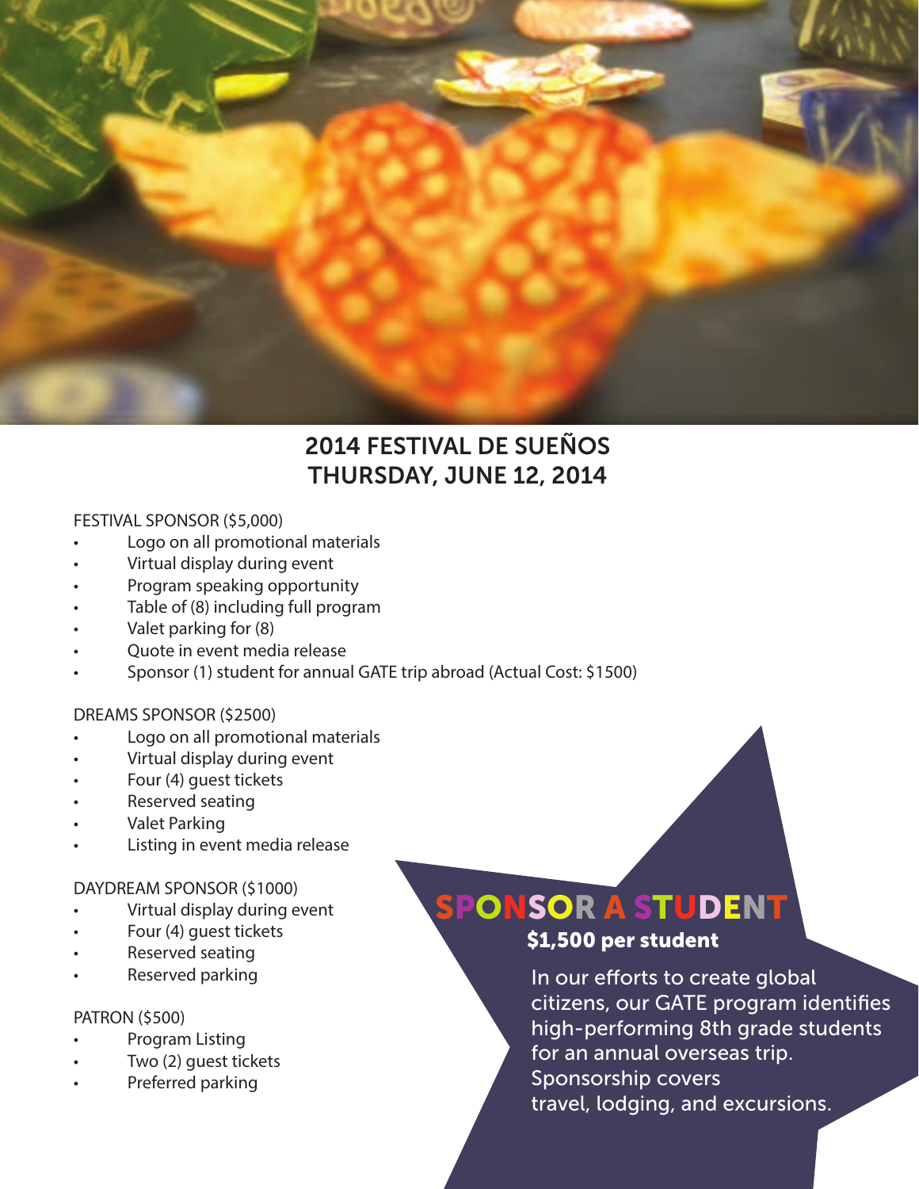# 2014 FESTIVAL DE SUEÑOS
## THURSDAY, JUNE 12, 2014

FESTIVAL SPONSOR ($5,000)

- Logo on all promotional materials
- Virtual display during event
- Program speaking opportunity
- Table of (8) including full program
- Valet parking for (8)
- Quote in event media release
- Sponsor (1) student for annual GATE trip abroad (Actual Cost: $1500)

DREAMS SPONSOR ($2500)

- Logo on all promotional materials
- Virtual display during event
- Four (4) guest tickets
- Reserved seating
- Valet Parking
- Listing in event media release

DAYDREAM SPONSOR ($1000)

- Virtual display during event
- Four (4) guest tickets
- Reserved seating
- Reserved parking

PATRON ($500)

- Program Listing
- Two (2) guest tickets
- Preferred parking

## SPONSOR A STUDENT

**$1,500 per student**

In our efforts to create global citizens, our GATE program identifies high-performing 8th grade students for an annual overseas trip. Sponsorship covers travel, lodging, and excursions.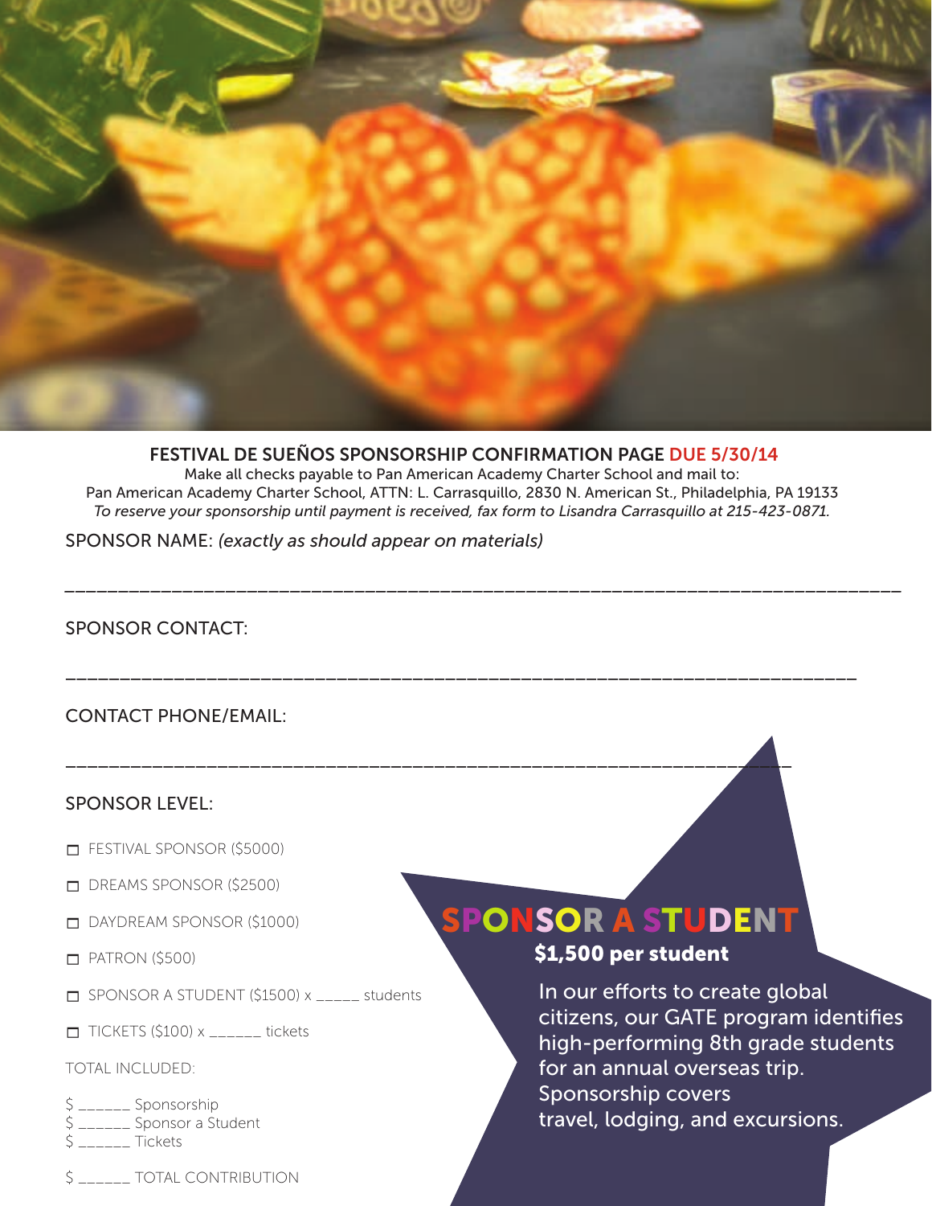## FESTIVAL DE SUEÑOS SPONSORSHIP CONFIRMATION PAGE DUE 5/30/14

Make all checks payable to Pan American Academy Charter School and mail to:
Pan American Academy Charter School, ATTN: L. Carrasquillo, 2830 N. American St., Philadelphia, PA 19133
*To reserve your sponsorship until payment is received, fax form to Lisandra Carrasquillo at 215-423-0871.*

SPONSOR NAME: *(exactly as should appear on materials)*

______________________________________________________________________________

SPONSOR CONTACT:

______________________________________________________________________________

CONTACT PHONE/EMAIL:

______________________________________________________________________________

SPONSOR LEVEL:

- ☐ FESTIVAL SPONSOR ($5000)
- ☐ DREAMS SPONSOR ($2500)
- ☐ DAYDREAM SPONSOR ($1000)
- ☐ PATRON ($500)
- ☐ SPONSOR A STUDENT ($1500) x _____ students
- ☐ TICKETS ($100) x ______ tickets

TOTAL INCLUDED:

$ ______ Sponsorship
$ ______ Sponsor a Student
$ ______ Tickets

$ ______ TOTAL CONTRIBUTION

## SPONSOR A STUDENT

**$1,500 per student**

In our efforts to create global citizens, our GATE program identifies high-performing 8th grade students for an annual overseas trip. Sponsorship covers travel, lodging, and excursions.